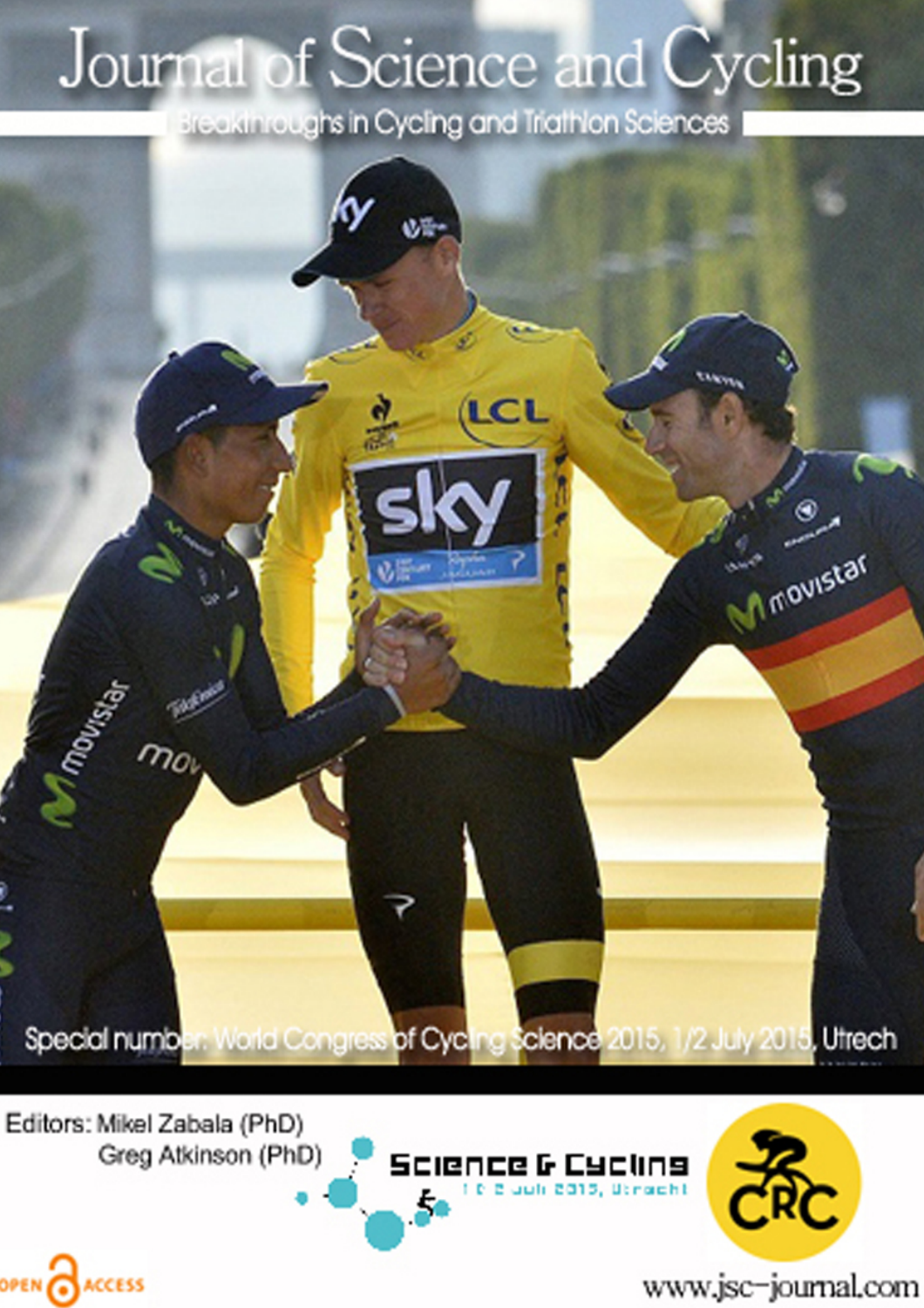# Journal of Science and Cycling

Breakthroughs in Cycling and Triathlon Sciences

Special number: World Congress of Cycling Science 2015, 1/2 July 2015, Utrech

Editors: Mikel Zabala (PhD)
Greg Atkinson (PhD)

Science & Cycling
1 & 2 juli 2015, Utrecht

CRC

OPEN ACCESS

www.jsc-journal.com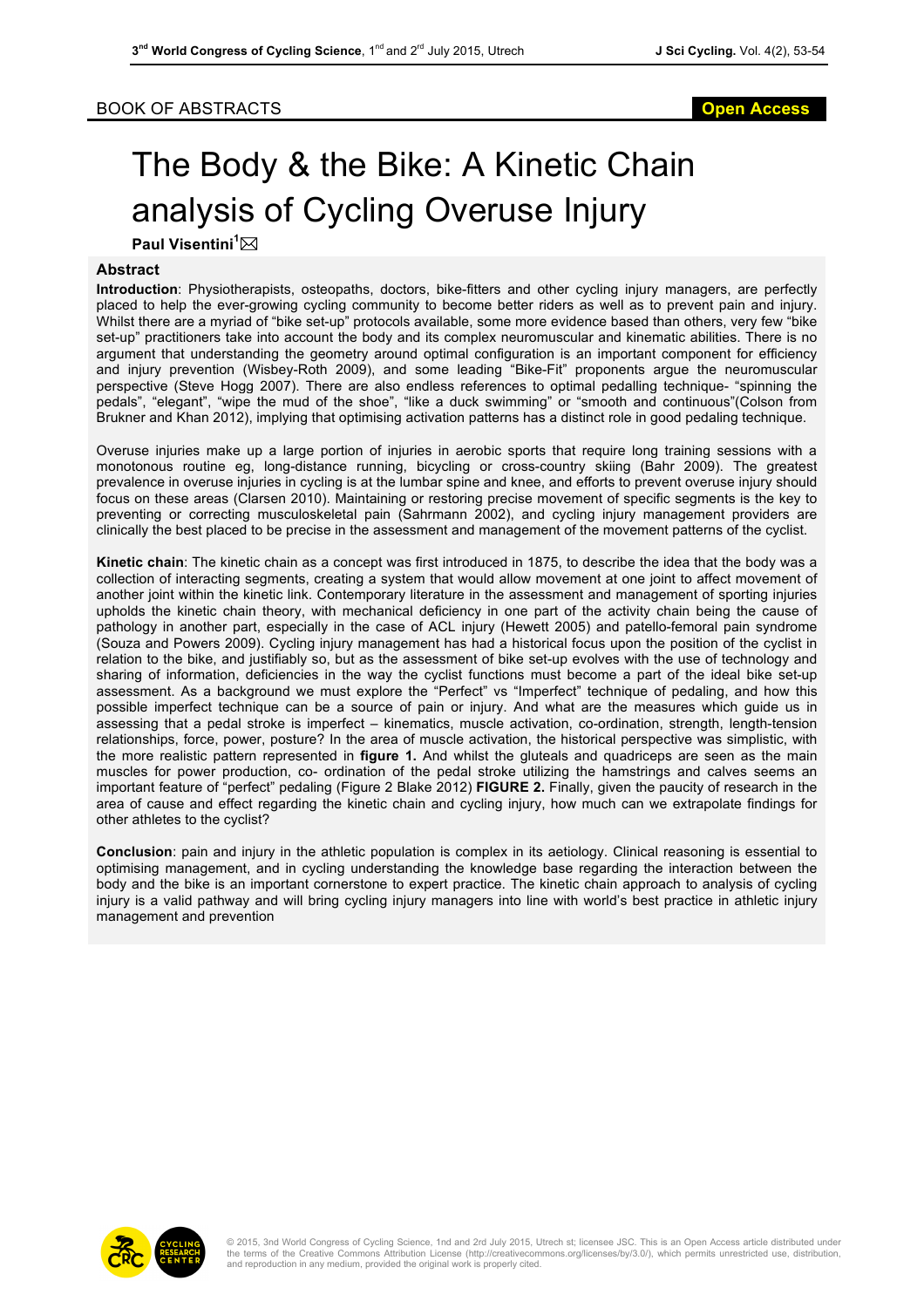BOOK OF ABSTRACTS

**Open Access**

# The Body & the Bike: A Kinetic Chain analysis of Cycling Overuse Injury

**Paul Visentini[1]**

## Abstract

**Introduction**: Physiotherapists, osteopaths, doctors, bike-fitters and other cycling injury managers, are perfectly placed to help the ever-growing cycling community to become better riders as well as to prevent pain and injury. Whilst there are a myriad of "bike set-up" protocols available, some more evidence based than others, very few "bike set-up" practitioners take into account the body and its complex neuromuscular and kinematic abilities. There is no argument that understanding the geometry around optimal configuration is an important component for efficiency and injury prevention (Wisbey-Roth 2009), and some leading "Bike-Fit" proponents argue the neuromuscular perspective (Steve Hogg 2007). There are also endless references to optimal pedalling technique- "spinning the pedals", "elegant", "wipe the mud of the shoe", "like a duck swimming" or "smooth and continuous"(Colson from Brukner and Khan 2012), implying that optimising activation patterns has a distinct role in good pedaling technique.

Overuse injuries make up a large portion of injuries in aerobic sports that require long training sessions with a monotonous routine eg, long-distance running, bicycling or cross-country skiing (Bahr 2009). The greatest prevalence in overuse injuries in cycling is at the lumbar spine and knee, and efforts to prevent overuse injury should focus on these areas (Clarsen 2010). Maintaining or restoring precise movement of specific segments is the key to preventing or correcting musculoskeletal pain (Sahrmann 2002), and cycling injury management providers are clinically the best placed to be precise in the assessment and management of the movement patterns of the cyclist.

**Kinetic chain**: The kinetic chain as a concept was first introduced in 1875, to describe the idea that the body was a collection of interacting segments, creating a system that would allow movement at one joint to affect movement of another joint within the kinetic link. Contemporary literature in the assessment and management of sporting injuries upholds the kinetic chain theory, with mechanical deficiency in one part of the activity chain being the cause of pathology in another part, especially in the case of ACL injury (Hewett 2005) and patello-femoral pain syndrome (Souza and Powers 2009). Cycling injury management has had a historical focus upon the position of the cyclist in relation to the bike, and justifiably so, but as the assessment of bike set-up evolves with the use of technology and sharing of information, deficiencies in the way the cyclist functions must become a part of the ideal bike set-up assessment. As a background we must explore the "Perfect" vs "Imperfect" technique of pedaling, and how this possible imperfect technique can be a source of pain or injury. And what are the measures which guide us in assessing that a pedal stroke is imperfect – kinematics, muscle activation, co-ordination, strength, length-tension relationships, force, power, posture? In the area of muscle activation, the historical perspective was simplistic, with the more realistic pattern represented in **figure 1.** And whilst the gluteals and quadriceps are seen as the main muscles for power production, co- ordination of the pedal stroke utilizing the hamstrings and calves seems an important feature of "perfect" pedaling (Figure 2 Blake 2012) **FIGURE 2.** Finally, given the paucity of research in the area of cause and effect regarding the kinetic chain and cycling injury, how much can we extrapolate findings for other athletes to the cyclist?

**Conclusion**: pain and injury in the athletic population is complex in its aetiology. Clinical reasoning is essential to optimising management, and in cycling understanding the knowledge base regarding the interaction between the body and the bike is an important cornerstone to expert practice. The kinetic chain approach to analysis of cycling injury is a valid pathway and will bring cycling injury managers into line with world's best practice in athletic injury management and prevention

© 2015, 3nd World Congress of Cycling Science, 1nd and 2rd July 2015, Utrech st; licensee JSC. This is an Open Access article distributed under the terms of the Creative Commons Attribution License (http://creativecommons.org/licenses/by/3.0/), which permits unrestricted use, distribution, and reproduction in any medium, provided the original work is properly cited.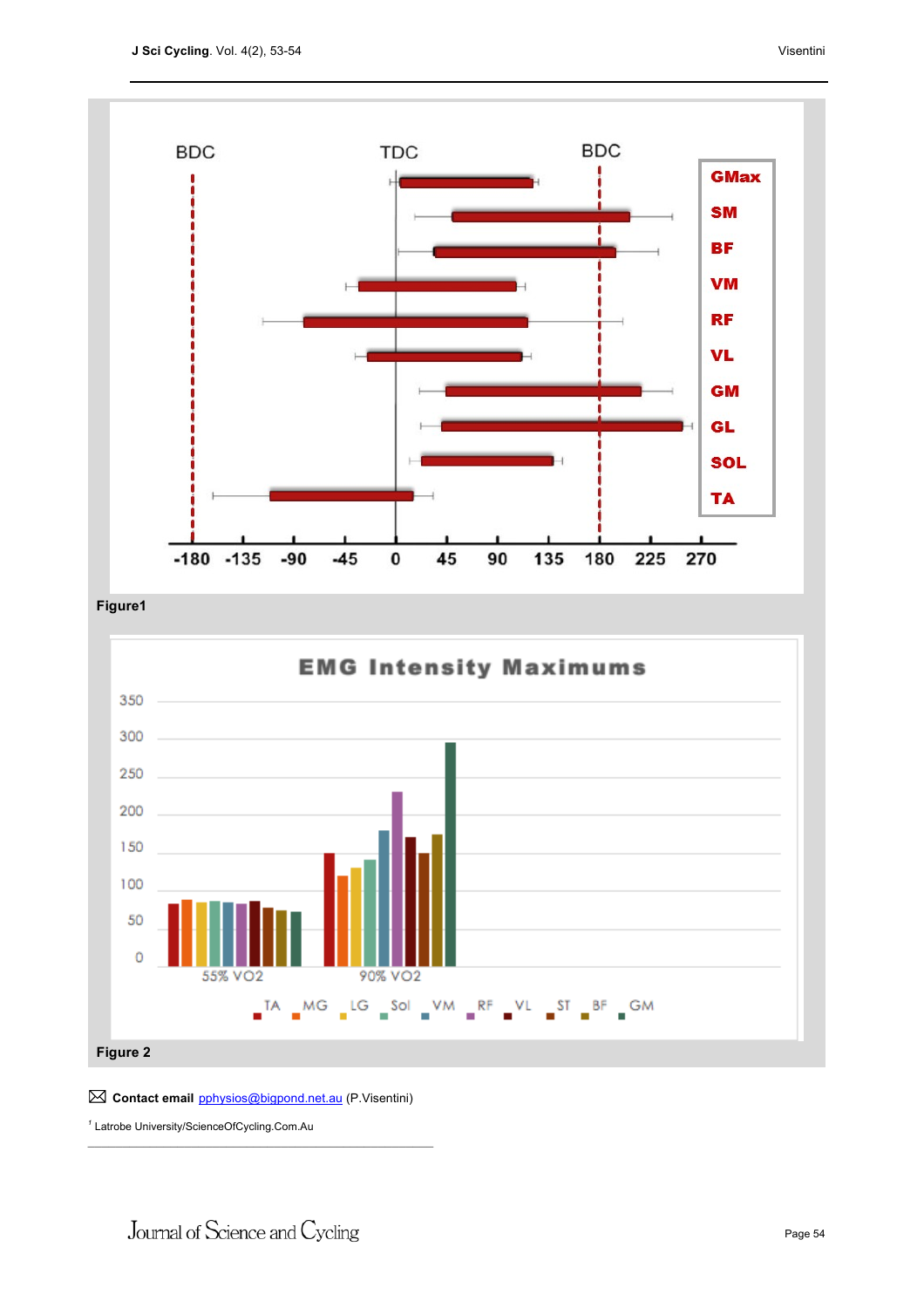BDC TDC BDC

GMax
SM
BF
VM
RF
VL
GM
GL
SOL
TA

-180 -135 -90 -45 0 45 90 135 180 225 270

**Figure1**

EMG Intensity Maximums

350
300
250
200
150
100
50
0

55% VO2
90% VO2

TA MG LG Sol VM RF VL ST BF GM

**Figure 2**

✉ **Contact email** pphysios@bigpond.net.au (P.Visentini)

[1] Latrobe University/ScienceOfCycling.Com.Au